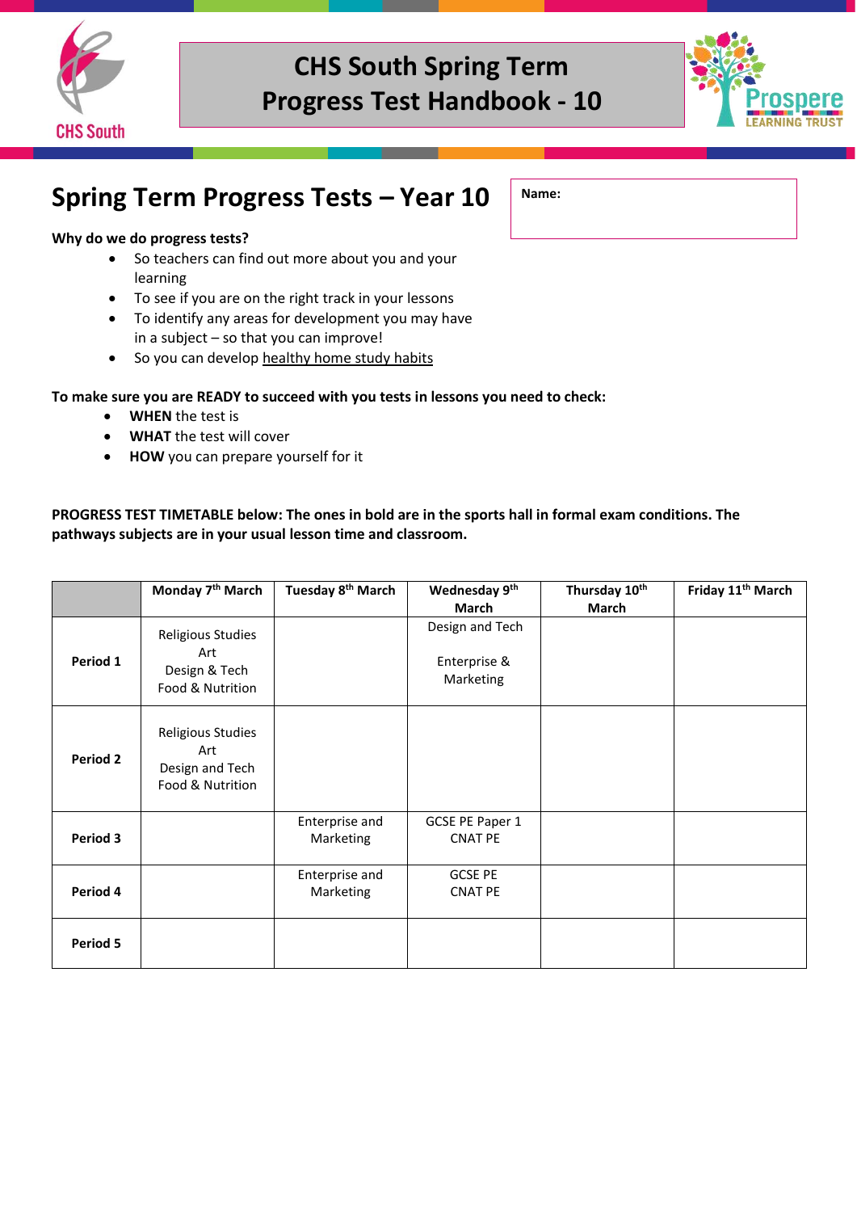# CHS South Spring Term Progress Test Handbook - 10

## Spring Term Progress Tests – Year 10

**Name:**

**Why do we do progress tests?**

- So teachers can find out more about you and your learning
- To see if you are on the right track in your lessons
- To identify any areas for development you may have in a subject – so that you can improve!
- So you can develop healthy home study habits

**To make sure you are READY to succeed with you tests in lessons you need to check:**

- **WHEN** the test is
- **WHAT** the test will cover
- **HOW** you can prepare yourself for it

**PROGRESS TEST TIMETABLE below: The ones in bold are in the sports hall in formal exam conditions. The pathways subjects are in your usual lesson time and classroom.**

| | Monday 7th March | Tuesday 8th March | Wednesday 9th March | Thursday 10th March | Friday 11th March |
|---|---|---|---|---|---|
| **Period 1** | Religious Studies<br>Art<br>Design & Tech<br>Food & Nutrition | | Design and Tech<br><br>Enterprise & Marketing | | |
| **Period 2** | Religious Studies<br>Art<br>Design and Tech<br>Food & Nutrition | | | | |
| **Period 3** | | Enterprise and Marketing | GCSE PE Paper 1<br>CNAT PE | | |
| **Period 4** | | Enterprise and Marketing | GCSE PE<br>CNAT PE | | |
| **Period 5** | | | | | |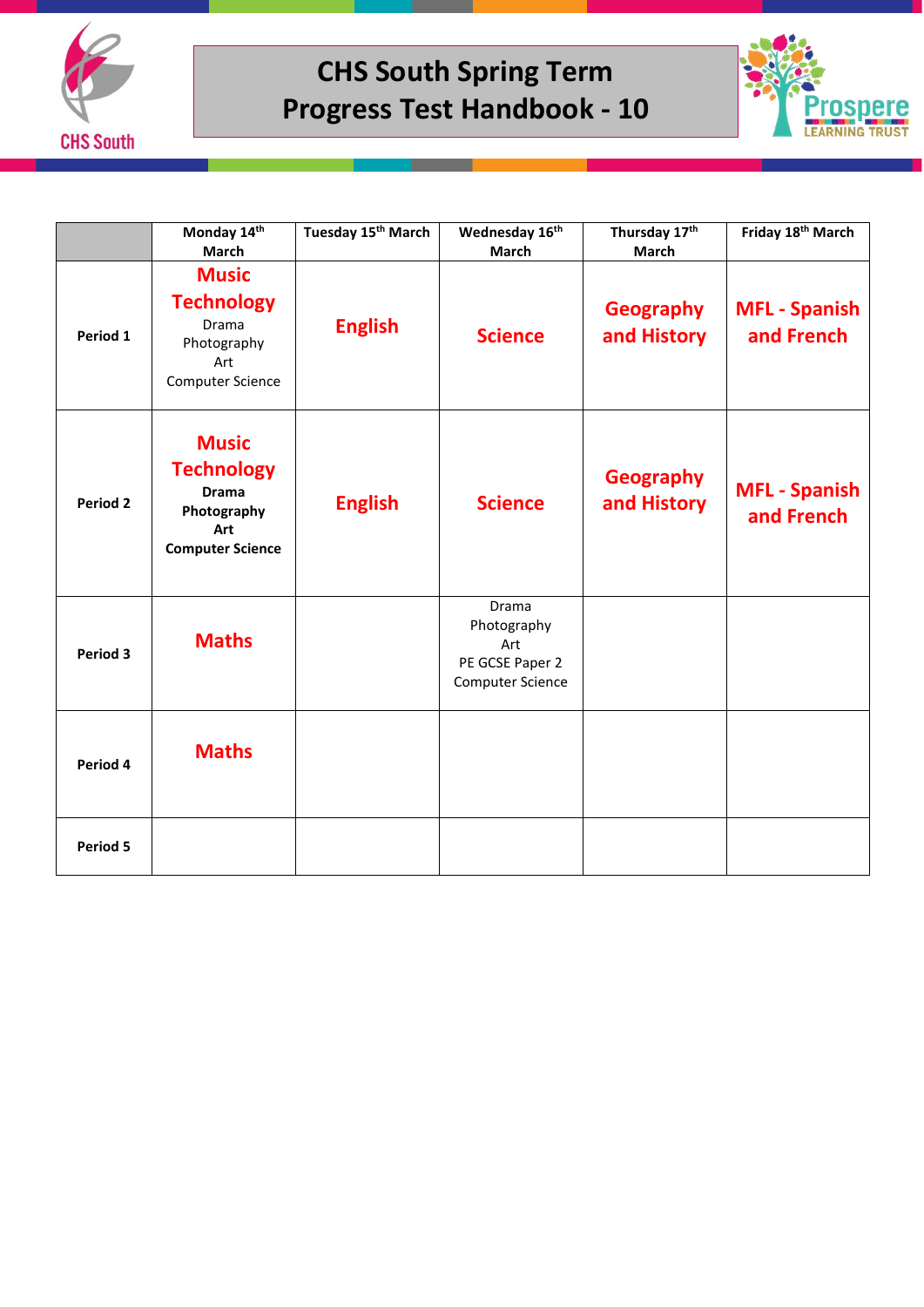# CHS South Spring Term Progress Test Handbook - 10

| | Monday 14th March | Tuesday 15th March | Wednesday 16th March | Thursday 17th March | Friday 18th March |
|---|---|---|---|---|---|
| **Period 1** | **Music Technology** Drama Photography Art Computer Science | **English** | **Science** | **Geography and History** | **MFL - Spanish and French** |
| **Period 2** | **Music Technology** **Drama** **Photography** **Art** **Computer Science** | **English** | **Science** | **Geography and History** | **MFL - Spanish and French** |
| **Period 3** | **Maths** | | Drama Photography Art PE GCSE Paper 2 Computer Science | | |
| **Period 4** | **Maths** | | | | |
| **Period 5** | | | | | |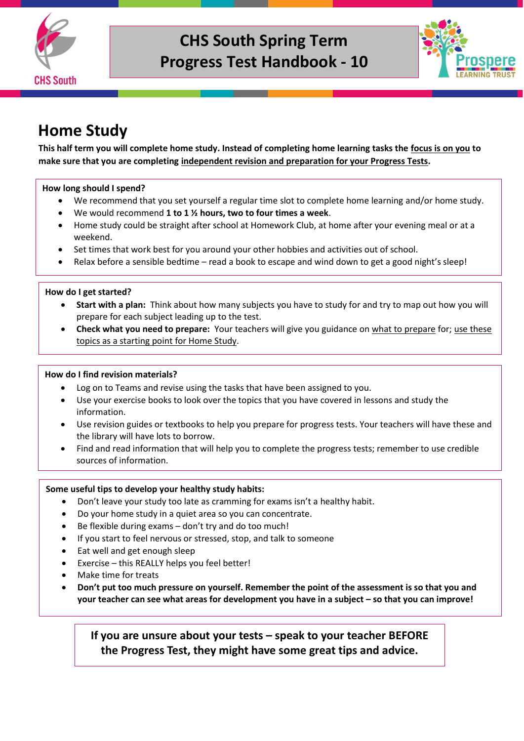# Home Study

**This half term you will complete home study. Instead of completing home learning tasks the focus is on you to make sure that you are completing independent revision and preparation for your Progress Tests.**

**How long should I spend?**

- We recommend that you set yourself a regular time slot to complete home learning and/or home study.
- We would recommend **1 to 1 ½ hours, two to four times a week**.
- Home study could be straight after school at Homework Club, at home after your evening meal or at a weekend.
- Set times that work best for you around your other hobbies and activities out of school.
- Relax before a sensible bedtime – read a book to escape and wind down to get a good night's sleep!

**How do I get started?**

- **Start with a plan:** Think about how many subjects you have to study for and try to map out how you will prepare for each subject leading up to the test.
- **Check what you need to prepare:** Your teachers will give you guidance on what to prepare for; use these topics as a starting point for Home Study.

**How do I find revision materials?**

- Log on to Teams and revise using the tasks that have been assigned to you.
- Use your exercise books to look over the topics that you have covered in lessons and study the information.
- Use revision guides or textbooks to help you prepare for progress tests. Your teachers will have these and the library will have lots to borrow.
- Find and read information that will help you to complete the progress tests; remember to use credible sources of information.

**Some useful tips to develop your healthy study habits:**

- Don't leave your study too late as cramming for exams isn't a healthy habit.
- Do your home study in a quiet area so you can concentrate.
- Be flexible during exams – don't try and do too much!
- If you start to feel nervous or stressed, stop, and talk to someone
- Eat well and get enough sleep
- Exercise – this REALLY helps you feel better!
- Make time for treats
- **Don't put too much pressure on yourself. Remember the point of the assessment is so that you and your teacher can see what areas for development you have in a subject – so that you can improve!**

**If you are unsure about your tests – speak to your teacher BEFORE the Progress Test, they might have some great tips and advice.**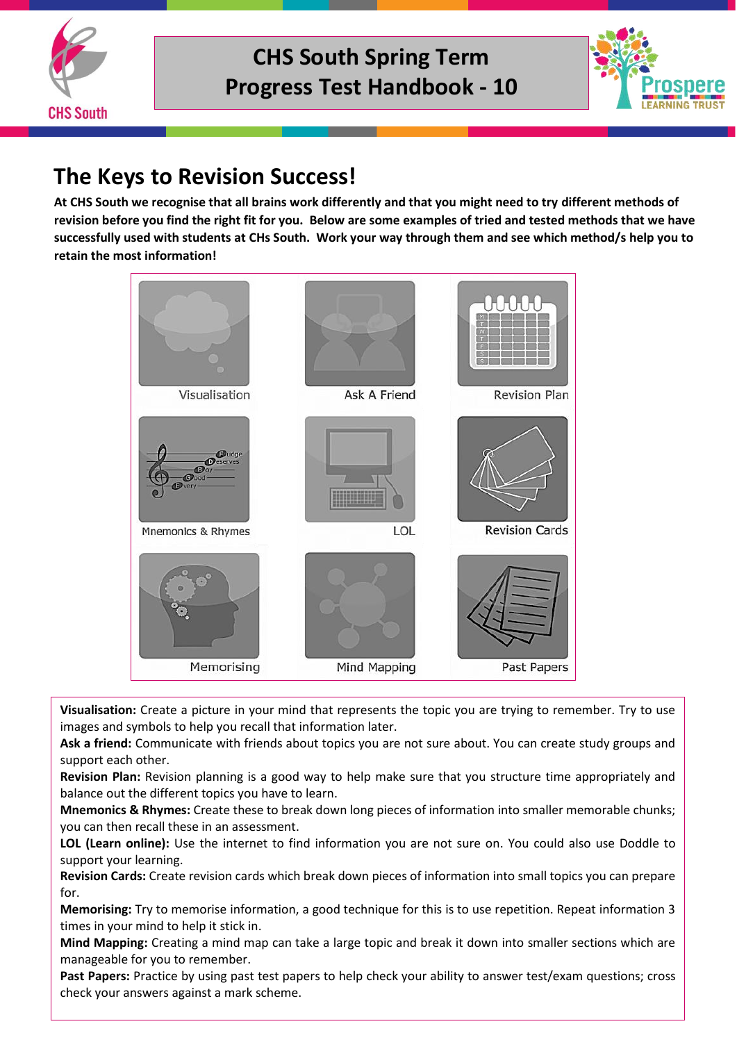# CHS South Spring Term Progress Test Handbook - 10

## The Keys to Revision Success!

**At CHS South we recognise that all brains work differently and that you might need to try different methods of revision before you find the right fit for you. Below are some examples of tried and tested methods that we have successfully used with students at CHs South. Work your way through them and see which method/s help you to retain the most information!**

| Visualisation | Ask A Friend | Revision Plan |
|---|---|---|
| Mnemonics & Rhymes | LOL | Revision Cards |
| Memorising | Mind Mapping | Past Papers |

**Visualisation:** Create a picture in your mind that represents the topic you are trying to remember. Try to use images and symbols to help you recall that information later.
**Ask a friend:** Communicate with friends about topics you are not sure about. You can create study groups and support each other.
**Revision Plan:** Revision planning is a good way to help make sure that you structure time appropriately and balance out the different topics you have to learn.
**Mnemonics & Rhymes:** Create these to break down long pieces of information into smaller memorable chunks; you can then recall these in an assessment.
**LOL (Learn online):** Use the internet to find information you are not sure on. You could also use Doddle to support your learning.
**Revision Cards:** Create revision cards which break down pieces of information into small topics you can prepare for.
**Memorising:** Try to memorise information, a good technique for this is to use repetition. Repeat information 3 times in your mind to help it stick in.
**Mind Mapping:** Creating a mind map can take a large topic and break it down into smaller sections which are manageable for you to remember.
**Past Papers:** Practice by using past test papers to help check your ability to answer test/exam questions; cross check your answers against a mark scheme.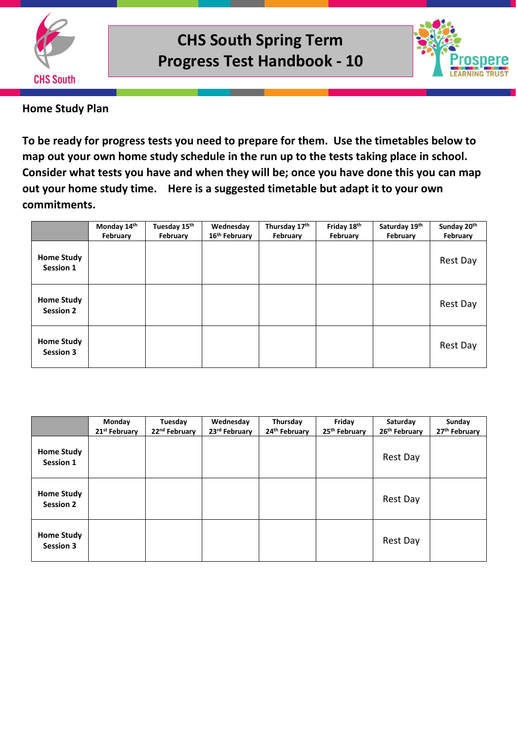# CHS South Spring Term Progress Test Handbook - 10

## Home Study Plan

**To be ready for progress tests you need to prepare for them. Use the timetables below to map out your own home study schedule in the run up to the tests taking place in school. Consider what tests you have and when they will be; once you have done this you can map out your home study time. Here is a suggested timetable but adapt it to your own commitments.**

| | Monday 14th February | Tuesday 15th February | Wednesday 16th February | Thursday 17th February | Friday 18th February | Saturday 19th February | Sunday 20th February |
|---|---|---|---|---|---|---|---|
| **Home Study Session 1** | | | | | | | Rest Day |
| **Home Study Session 2** | | | | | | | Rest Day |
| **Home Study Session 3** | | | | | | | Rest Day |

| | Monday 21st February | Tuesday 22nd February | Wednesday 23rd February | Thursday 24th February | Friday 25th February | Saturday 26th February | Sunday 27th February |
|---|---|---|---|---|---|---|---|
| **Home Study Session 1** | | | | | | Rest Day | |
| **Home Study Session 2** | | | | | | Rest Day | |
| **Home Study Session 3** | | | | | | Rest Day | |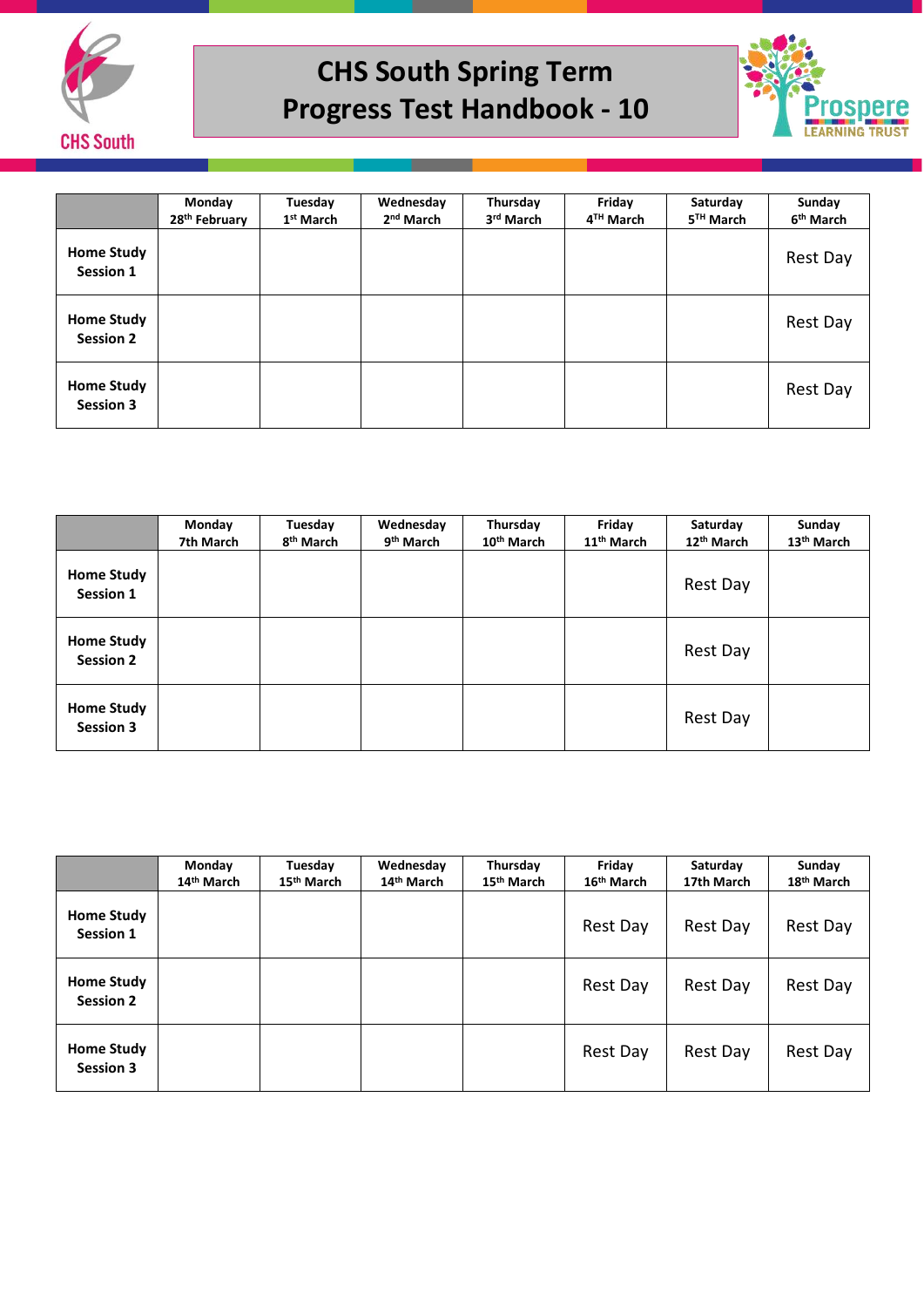# CHS South Spring Term Progress Test Handbook - 10

CHS South

Prospere Learning Trust

| | Monday 28th February | Tuesday 1st March | Wednesday 2nd March | Thursday 3rd March | Friday 4TH March | Saturday 5TH March | Sunday 6th March |
|---|---|---|---|---|---|---|---|
| **Home Study Session 1** | | | | | | | Rest Day |
| **Home Study Session 2** | | | | | | | Rest Day |
| **Home Study Session 3** | | | | | | | Rest Day |

| | Monday 7th March | Tuesday 8th March | Wednesday 9th March | Thursday 10th March | Friday 11th March | Saturday 12th March | Sunday 13th March |
|---|---|---|---|---|---|---|---|
| **Home Study Session 1** | | | | | | Rest Day | |
| **Home Study Session 2** | | | | | | Rest Day | |
| **Home Study Session 3** | | | | | | Rest Day | |

| | Monday 14th March | Tuesday 15th March | Wednesday 14th March | Thursday 15th March | Friday 16th March | Saturday 17th March | Sunday 18th March |
|---|---|---|---|---|---|---|---|
| **Home Study Session 1** | | | | | Rest Day | Rest Day | Rest Day |
| **Home Study Session 2** | | | | | Rest Day | Rest Day | Rest Day |
| **Home Study Session 3** | | | | | Rest Day | Rest Day | Rest Day |